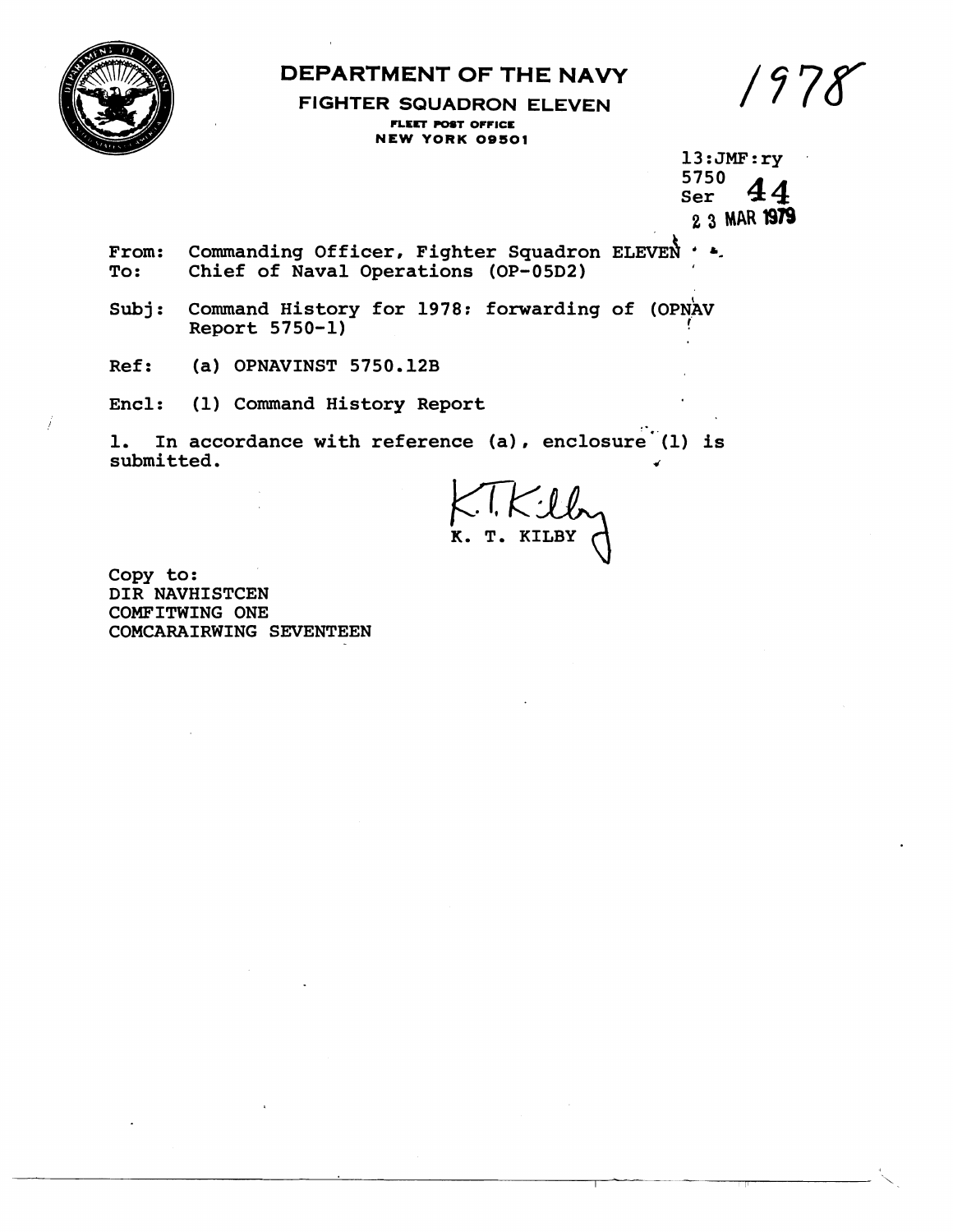1978

# DEPARTMENT OF THE NAVY

## FIGHTER SQUADRON ELEVEN

FLEET POST OFFICE
NEW YORK 09501

13:JMF:ry
5750
Ser 44
23 MAR 1979

From: Commanding Officer, Fighter Squadron ELEVEN
To: Chief of Naval Operations (OP-05D2)

Subj: Command History for 1978: forwarding of (OPNAV Report 5750-1)

Ref: (a) OPNAVINST 5750.12B

Encl: (1) Command History Report

1. In accordance with reference (a), enclosure (1) is submitted.

K. T. Kilby
K. T. KILBY

Copy to:
DIR NAVHISTCEN
COMFITWING ONE
COMCARAIRWING SEVENTEEN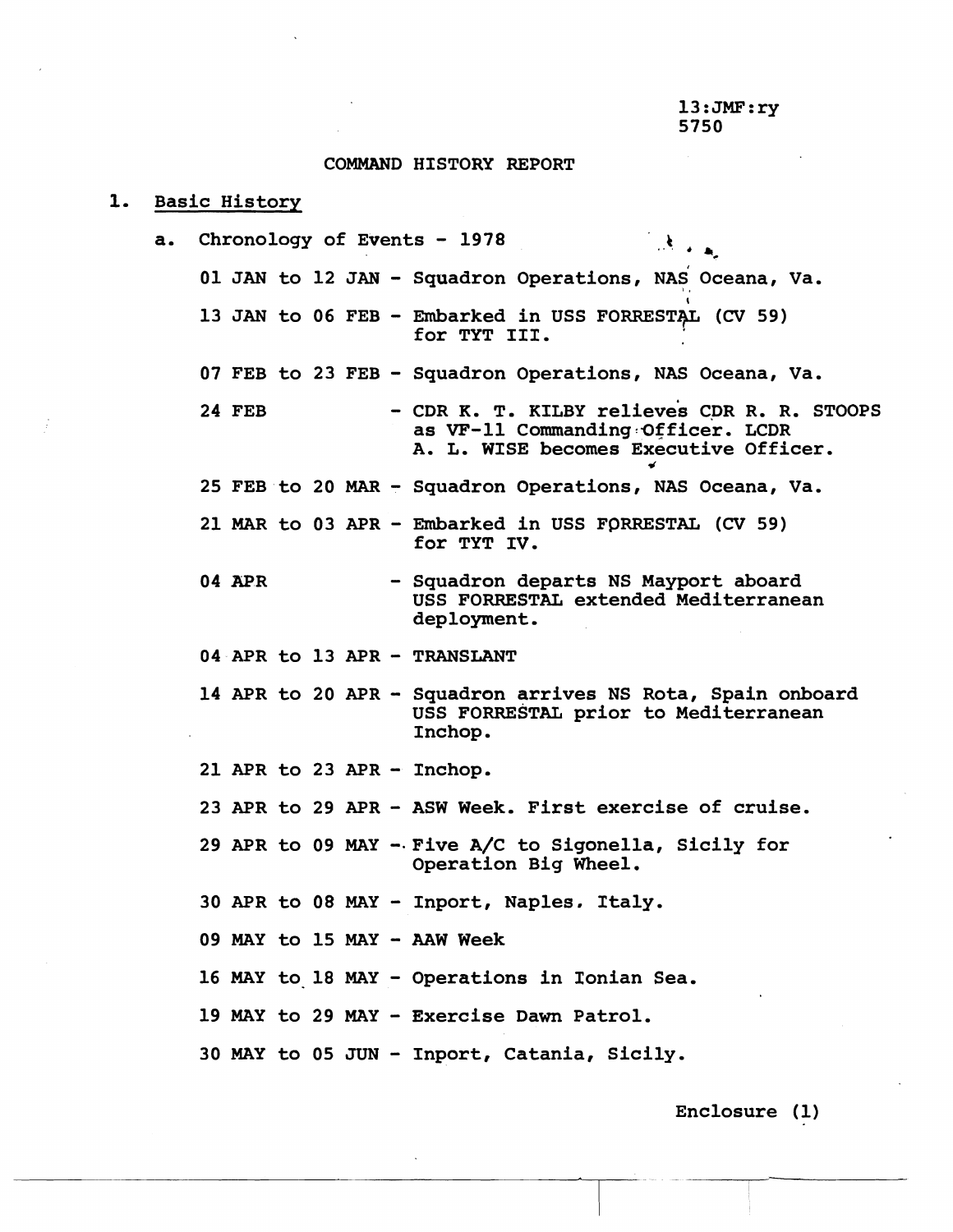13:JMF:ry
5750

COMMAND HISTORY REPORT

1. Basic History

   a. Chronology of Events - 1978

| Date | Event |
|---|---|
| 01 JAN to 12 JAN | Squadron Operations, NAS Oceana, Va. |
| 13 JAN to 06 FEB | Embarked in USS FORRESTAL (CV 59) for TYT III. |
| 07 FEB to 23 FEB | Squadron Operations, NAS Oceana, Va. |
| 24 FEB | CDR K. T. KILBY relieves CDR R. R. STOOPS as VF-11 Commanding Officer. LCDR A. L. WISE becomes Executive Officer. |
| 25 FEB to 20 MAR | Squadron Operations, NAS Oceana, Va. |
| 21 MAR to 03 APR | Embarked in USS FORRESTAL (CV 59) for TYT IV. |
| 04 APR | Squadron departs NS Mayport aboard USS FORRESTAL extended Mediterranean deployment. |
| 04 APR to 13 APR | TRANSLANT |
| 14 APR to 20 APR | Squadron arrives NS Rota, Spain onboard USS FORRESTAL prior to Mediterranean Inchop. |
| 21 APR to 23 APR | Inchop. |
| 23 APR to 29 APR | ASW Week. First exercise of cruise. |
| 29 APR to 09 MAY | Five A/C to Sigonella, Sicily for Operation Big Wheel. |
| 30 APR to 08 MAY | Inport, Naples. Italy. |
| 09 MAY to 15 MAY | AAW Week |
| 16 MAY to 18 MAY | Operations in Ionian Sea. |
| 19 MAY to 29 MAY | Exercise Dawn Patrol. |
| 30 MAY to 05 JUN | Inport, Catania, Sicily. |

Enclosure (1)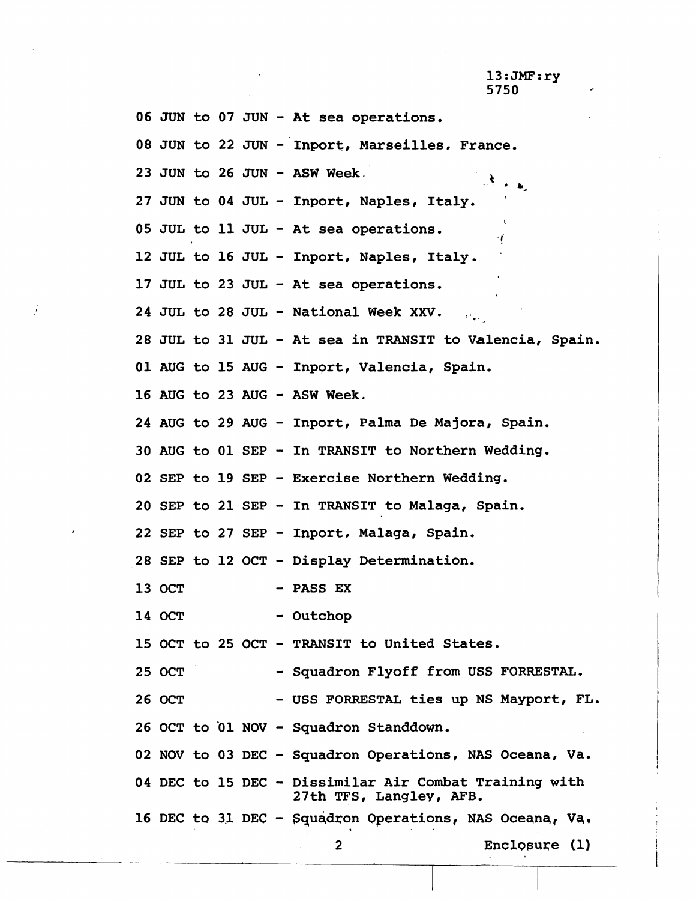13:JMF:ry
5750

06 JUN to 07 JUN - At sea operations.

08 JUN to 22 JUN - Inport, Marseilles, France.

23 JUN to 26 JUN - ASW Week.

27 JUN to 04 JUL - Inport, Naples, Italy.

05 JUL to 11 JUL - At sea operations.

12 JUL to 16 JUL - Inport, Naples, Italy.

17 JUL to 23 JUL - At sea operations.

24 JUL to 28 JUL - National Week XXV.

28 JUL to 31 JUL - At sea in TRANSIT to Valencia, Spain.

01 AUG to 15 AUG - Inport, Valencia, Spain.

16 AUG to 23 AUG - ASW Week.

24 AUG to 29 AUG - Inport, Palma De Majora, Spain.

30 AUG to 01 SEP - In TRANSIT to Northern Wedding.

02 SEP to 19 SEP - Exercise Northern Wedding.

20 SEP to 21 SEP - In TRANSIT to Malaga, Spain.

22 SEP to 27 SEP - Inport, Malaga, Spain.

28 SEP to 12 OCT - Display Determination.

13 OCT - PASS EX

14 OCT - Outchop

15 OCT to 25 OCT - TRANSIT to United States.

25 OCT - Squadron Flyoff from USS FORRESTAL.

26 OCT - USS FORRESTAL ties up NS Mayport, FL.

26 OCT to 01 NOV - Squadron Standdown.

02 NOV to 03 DEC - Squadron Operations, NAS Oceana, Va.

04 DEC to 15 DEC - Dissimilar Air Combat Training with 27th TFS, Langley, AFB.

16 DEC to 31 DEC - Squadron Operations, NAS Oceana, Va.

Enclosure (1)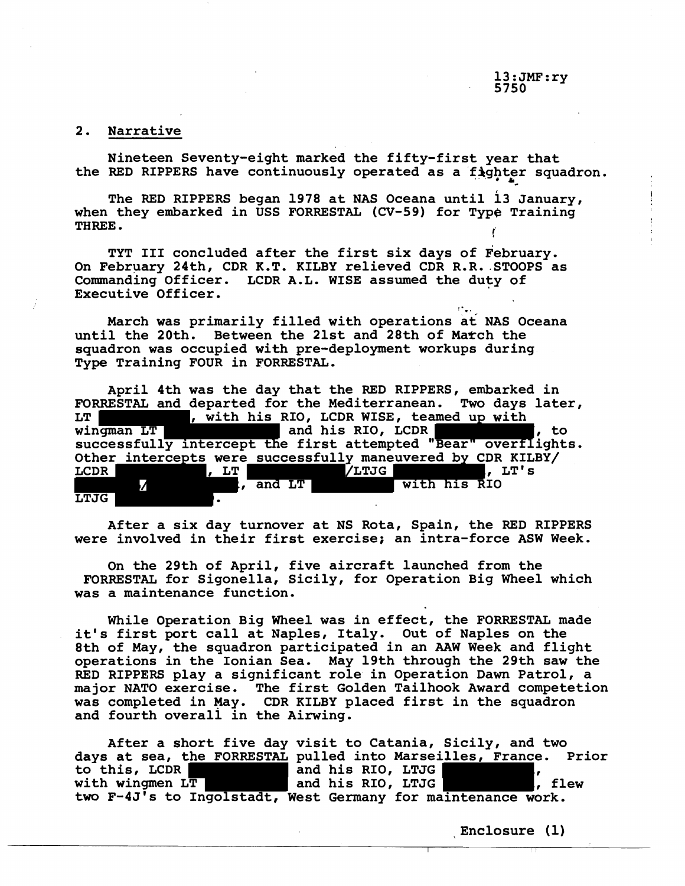13:JMF:ry
5750

## 2. Narrative

Nineteen Seventy-eight marked the fifty-first year that the RED RIPPERS have continuously operated as a fighter squadron.

The RED RIPPERS began 1978 at NAS Oceana until 13 January, when they embarked in USS FORRESTAL (CV-59) for Type Training THREE.

TYT III concluded after the first six days of February. On February 24th, CDR K.T. KILBY relieved CDR R.R. STOOPS as Commanding Officer. LCDR A.L. WISE assumed the duty of Executive Officer.

March was primarily filled with operations at NAS Oceana until the 20th. Between the 21st and 28th of March the squadron was occupied with pre-deployment workups during Type Training FOUR in FORRESTAL.

April 4th was the day that the RED RIPPERS, embarked in FORRESTAL and departed for the Mediterranean. Two days later, LT ██████, with his RIO, LCDR WISE, teamed up with wingman LT ██████ and his RIO, LCDR ██████, to successfully intercept the first attempted "Bear" overflights. Other intercepts were successfully maneuvered by CDR KILBY/ LCDR ██████, LT ██████/LTJG ██████, LT's ██████, and LT ██████ with his RIO LTJG ██████.

After a six day turnover at NS Rota, Spain, the RED RIPPERS were involved in their first exercise; an intra-force ASW Week.

On the 29th of April, five aircraft launched from the FORRESTAL for Sigonella, Sicily, for Operation Big Wheel which was a maintenance function.

While Operation Big Wheel was in effect, the FORRESTAL made it's first port call at Naples, Italy. Out of Naples on the 8th of May, the squadron participated in an AAW Week and flight operations in the Ionian Sea. May 19th through the 29th saw the RED RIPPERS play a significant role in Operation Dawn Patrol, a major NATO exercise. The first Golden Tailhook Award competetion was completed in May. CDR KILBY placed first in the squadron and fourth overall in the Airwing.

After a short five day visit to Catania, Sicily, and two days at sea, the FORRESTAL pulled into Marseilles, France. Prior to this, LCDR ██████ and his RIO, LTJG ██████, with wingmen LT ██████ and his RIO, LTJG ██████, flew two F-4J's to Ingolstadt, West Germany for maintenance work.

Enclosure (1)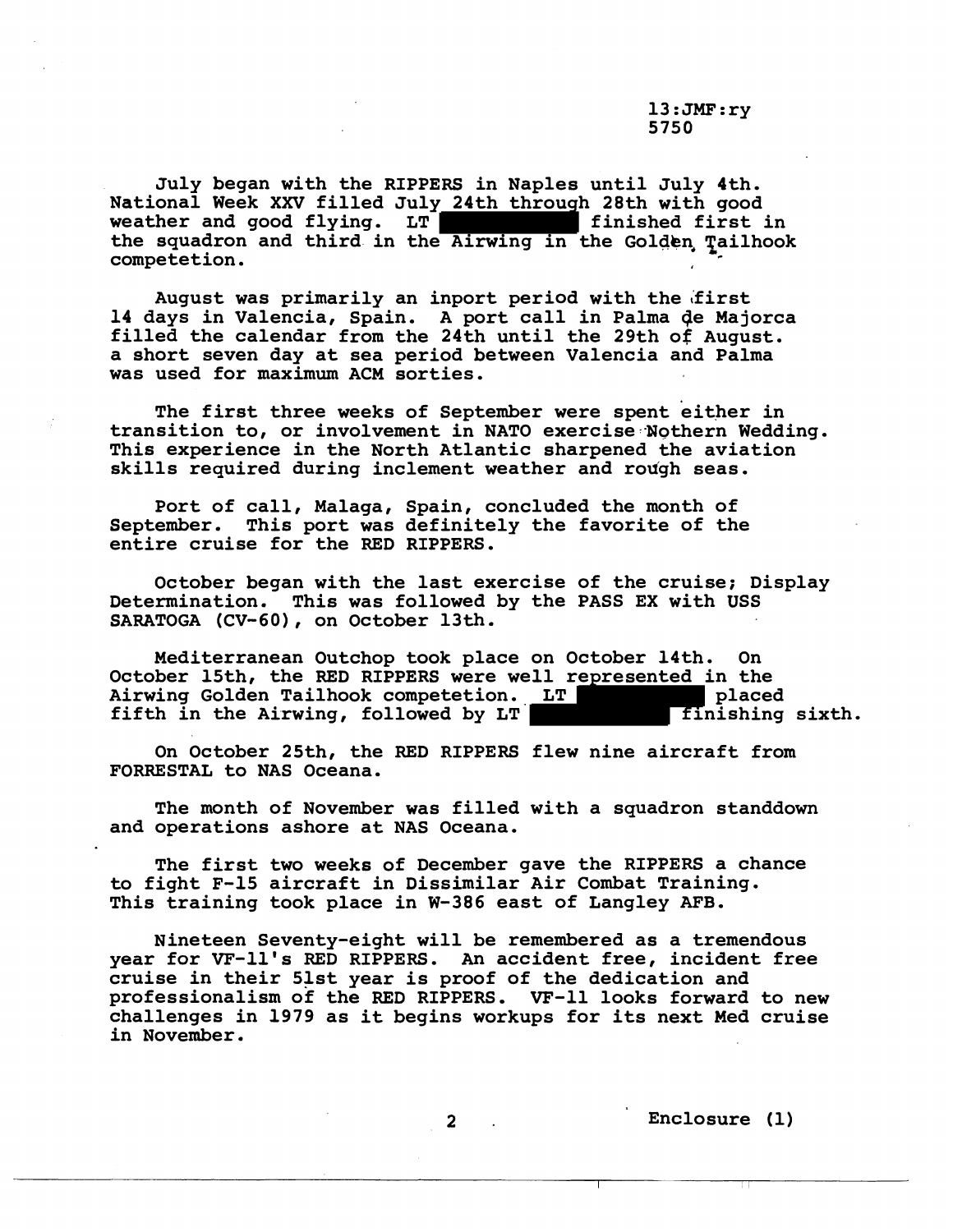13:JMF:ry
5750

July began with the RIPPERS in Naples until July 4th. National Week XXV filled July 24th through 28th with good weather and good flying. LT ██████████ finished first in the squadron and third in the Airwing in the Golden Tailhook competetion.

August was primarily an inport period with the first 14 days in Valencia, Spain. A port call in Palma de Majorca filled the calendar from the 24th until the 29th of August. a short seven day at sea period between Valencia and Palma was used for maximum ACM sorties.

The first three weeks of September were spent either in transition to, or involvement in NATO exercise Nothern Wedding. This experience in the North Atlantic sharpened the aviation skills required during inclement weather and rough seas.

Port of call, Malaga, Spain, concluded the month of September. This port was definitely the favorite of the entire cruise for the RED RIPPERS.

October began with the last exercise of the cruise; Display Determination. This was followed by the PASS EX with USS SARATOGA (CV-60), on October 13th.

Mediterranean Outchop took place on October 14th. On October 15th, the RED RIPPERS were well represented in the Airwing Golden Tailhook competetion. LT ██████████ placed fifth in the Airwing, followed by LT ██████████ finishing sixth.

On October 25th, the RED RIPPERS flew nine aircraft from FORRESTAL to NAS Oceana.

The month of November was filled with a squadron standdown and operations ashore at NAS Oceana.

The first two weeks of December gave the RIPPERS a chance to fight F-15 aircraft in Dissimilar Air Combat Training. This training took place in W-386 east of Langley AFB.

Nineteen Seventy-eight will be remembered as a tremendous year for VF-11's RED RIPPERS. An accident free, incident free cruise in their 51st year is proof of the dedication and professionalism of the RED RIPPERS. VF-11 looks forward to new challenges in 1979 as it begins workups for its next Med cruise in November.

Enclosure (1)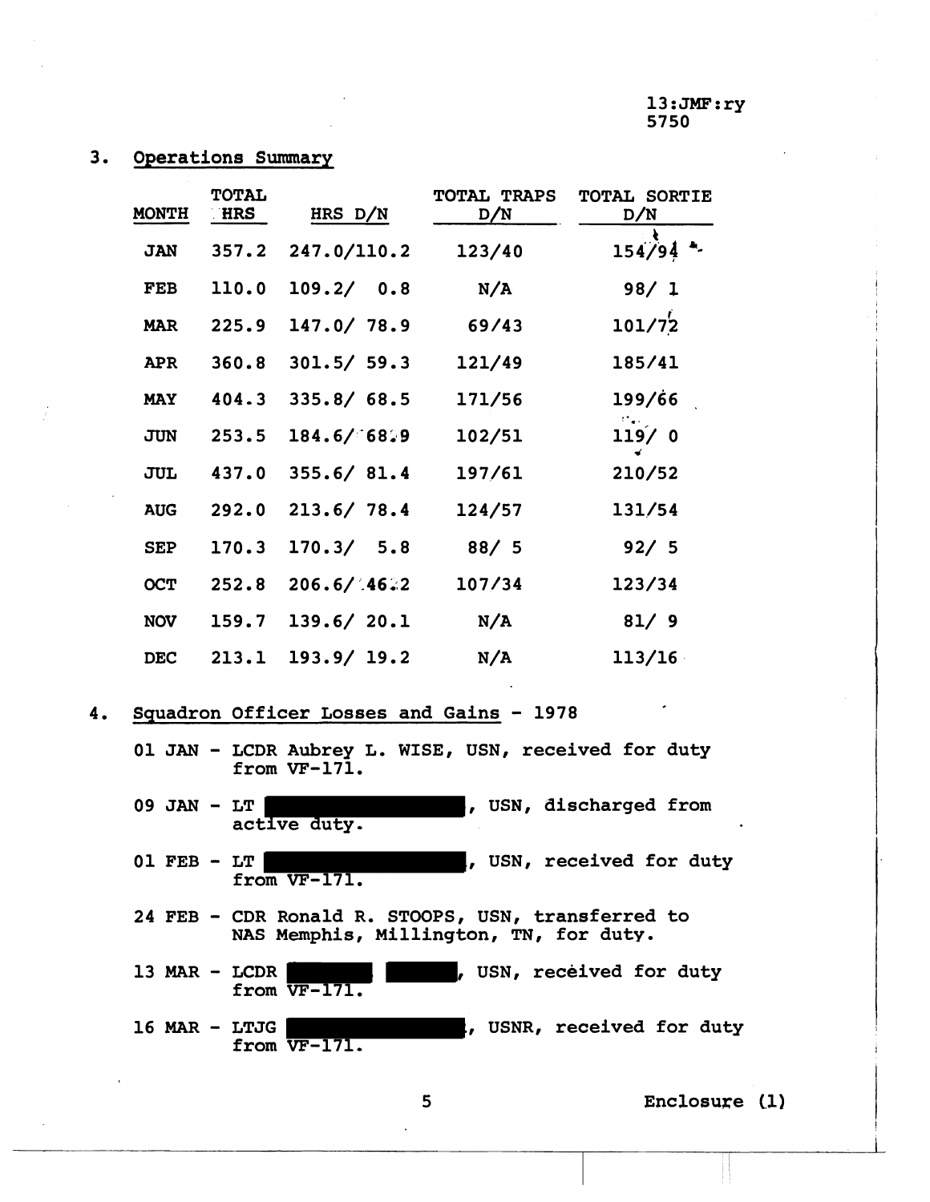13:JMF:ry
5750

3. Operations Summary

| MONTH | TOTAL HRS | HRS D/N | TOTAL TRAPS D/N | TOTAL SORTIE D/N |
|---|---|---|---|---|
| JAN | 357.2 | 247.0/110.2 | 123/40 | 154/94 |
| FEB | 110.0 | 109.2/ 0.8 | N/A | 98/ 1 |
| MAR | 225.9 | 147.0/ 78.9 | 69/43 | 101/72 |
| APR | 360.8 | 301.5/ 59.3 | 121/49 | 185/41 |
| MAY | 404.3 | 335.8/ 68.5 | 171/56 | 199/66 |
| JUN | 253.5 | 184.6/ 68.9 | 102/51 | 119/ 0 |
| JUL | 437.0 | 355.6/ 81.4 | 197/61 | 210/52 |
| AUG | 292.0 | 213.6/ 78.4 | 124/57 | 131/54 |
| SEP | 170.3 | 170.3/ 5.8 | 88/ 5 | 92/ 5 |
| OCT | 252.8 | 206.6/ 46.2 | 107/34 | 123/34 |
| NOV | 159.7 | 139.6/ 20.1 | N/A | 81/ 9 |
| DEC | 213.1 | 193.9/ 19.2 | N/A | 113/16 |

4. Squadron Officer Losses and Gains - 1978

01 JAN - LCDR Aubrey L. WISE, USN, received for duty from VF-171.

09 JAN - LT [REDACTED], USN, discharged from active duty.

01 FEB - LT [REDACTED], USN, received for duty from VF-171.

24 FEB - CDR Ronald R. STOOPS, USN, transferred to NAS Memphis, Millington, TN, for duty.

13 MAR - LCDR [REDACTED] [REDACTED], USN, received for duty from VF-171.

16 MAR - LTJG [REDACTED], USNR, received for duty from VF-171.

Enclosure (1)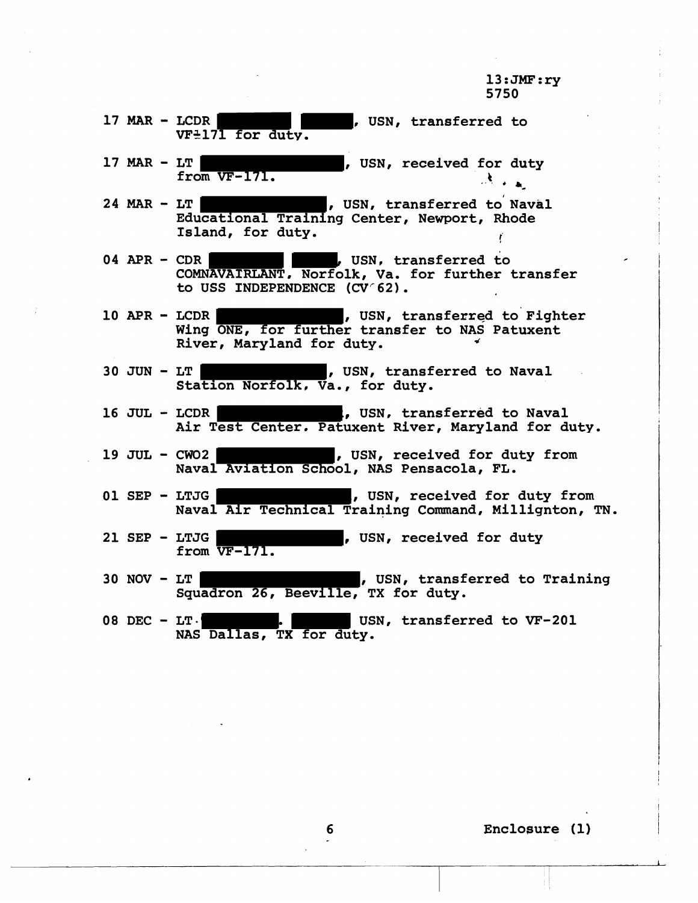13:JMF:ry
5750

17 MAR - LCDR ████████ ██████, USN, transferred to VF-171 for duty.

17 MAR - LT ██████████████, USN, received for duty from VF-171.

24 MAR - LT ██████████████, USN, transferred to Naval Educational Training Center, Newport, Rhode Island, for duty.

04 APR - CDR ████████ █████, USN, transferred to COMNAVAIRLANT, Norfolk, Va. for further transfer to USS INDEPENDENCE (CV 62).

10 APR - LCDR ██████████████, USN, transferred to Fighter Wing ONE, for further transfer to NAS Patuxent River, Maryland for duty.

30 JUN - LT ██████████████, USN, transferred to Naval Station Norfolk, Va., for duty.

16 JUL - LCDR ██████████████, USN, transferred to Naval Air Test Center, Patuxent River, Maryland for duty.

19 JUL - CWO2 ██████████████, USN, received for duty from Naval Aviation School, NAS Pensacola, FL.

01 SEP - LTJG ██████████████, USN, received for duty from Naval Air Technical Training Command, Millignton, TN.

21 SEP - LTJG ██████████████, USN, received for duty from VF-171.

30 NOV - LT ██████████████████, USN, transferred to Training Squadron 26, Beeville, TX for duty.

08 DEC - LT ████████. ███████ USN, transferred to VF-201 NAS Dallas, TX for duty.

Enclosure (1)